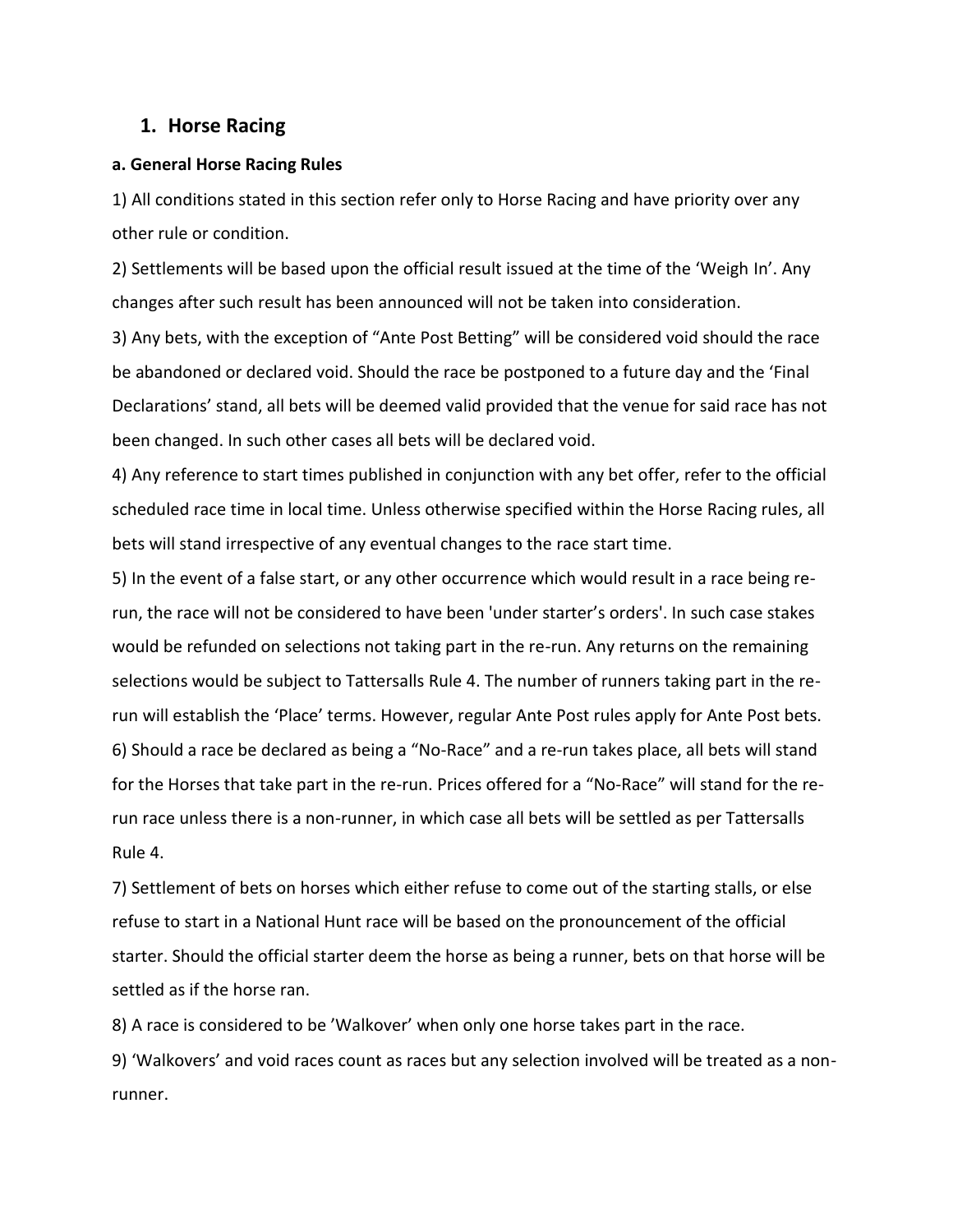# 1. Horse Racing

**a. General Horse Racing Rules**

1) All conditions stated in this section refer only to Horse Racing and have priority over any other rule or condition.

2) Settlements will be based upon the official result issued at the time of the 'Weigh In'. Any changes after such result has been announced will not be taken into consideration.

3) Any bets, with the exception of "Ante Post Betting" will be considered void should the race be abandoned or declared void. Should the race be postponed to a future day and the 'Final Declarations' stand, all bets will be deemed valid provided that the venue for said race has not been changed. In such other cases all bets will be declared void.

4) Any reference to start times published in conjunction with any bet offer, refer to the official scheduled race time in local time. Unless otherwise specified within the Horse Racing rules, all bets will stand irrespective of any eventual changes to the race start time.

5) In the event of a false start, or any other occurrence which would result in a race being re-run, the race will not be considered to have been 'under starter's orders'. In such case stakes would be refunded on selections not taking part in the re-run. Any returns on the remaining selections would be subject to Tattersalls Rule 4. The number of runners taking part in the re-run will establish the 'Place' terms. However, regular Ante Post rules apply for Ante Post bets.

6) Should a race be declared as being a "No-Race" and a re-run takes place, all bets will stand for the Horses that take part in the re-run. Prices offered for a "No-Race" will stand for the re-run race unless there is a non-runner, in which case all bets will be settled as per Tattersalls Rule 4.

7) Settlement of bets on horses which either refuse to come out of the starting stalls, or else refuse to start in a National Hunt race will be based on the pronouncement of the official starter. Should the official starter deem the horse as being a runner, bets on that horse will be settled as if the horse ran.

8) A race is considered to be 'Walkover' when only one horse takes part in the race.

9) 'Walkovers' and void races count as races but any selection involved will be treated as a non-runner.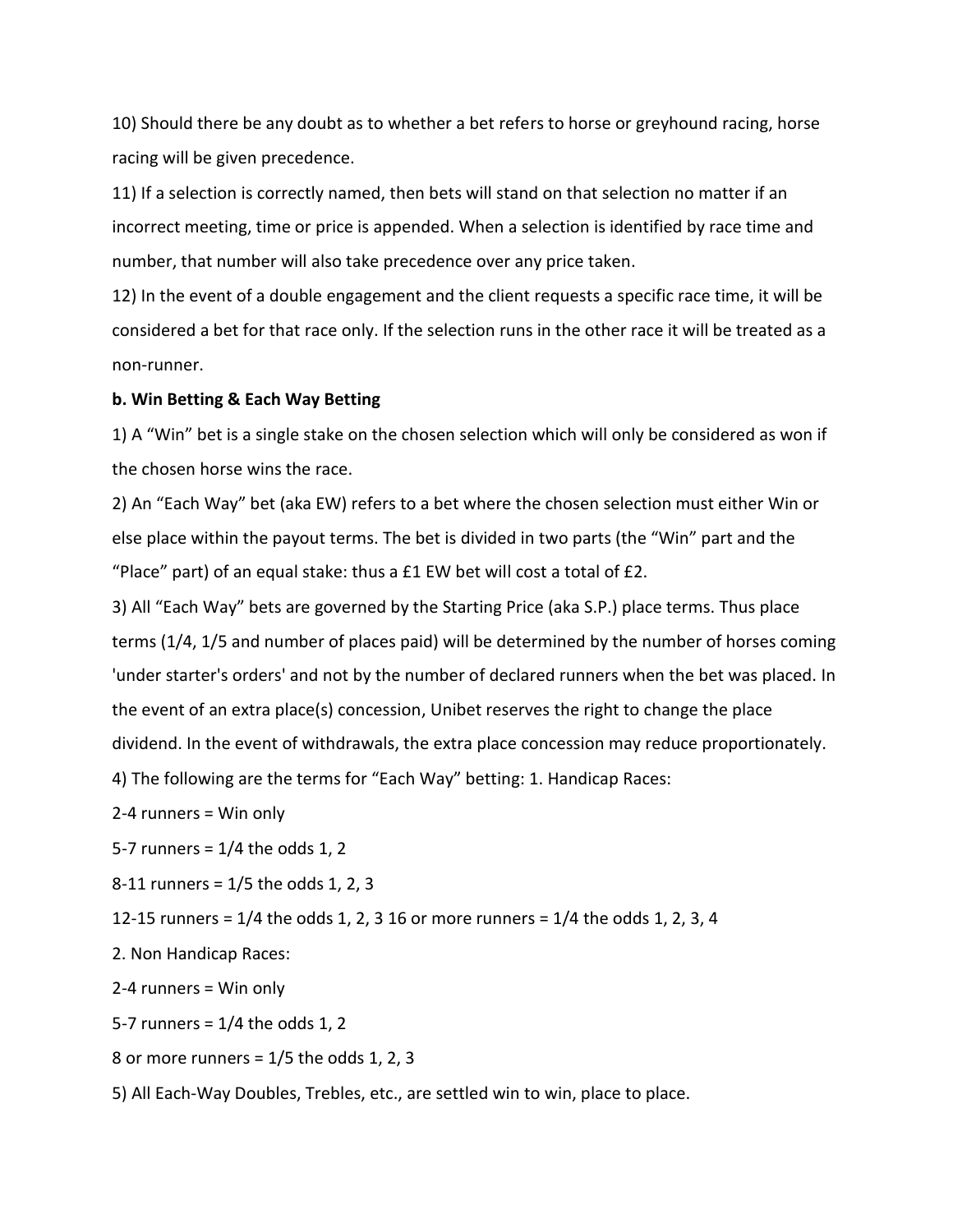10) Should there be any doubt as to whether a bet refers to horse or greyhound racing, horse racing will be given precedence.

11) If a selection is correctly named, then bets will stand on that selection no matter if an incorrect meeting, time or price is appended. When a selection is identified by race time and number, that number will also take precedence over any price taken.

12) In the event of a double engagement and the client requests a specific race time, it will be considered a bet for that race only. If the selection runs in the other race it will be treated as a non-runner.

**b. Win Betting & Each Way Betting**

1) A "Win" bet is a single stake on the chosen selection which will only be considered as won if the chosen horse wins the race.

2) An "Each Way" bet (aka EW) refers to a bet where the chosen selection must either Win or else place within the payout terms. The bet is divided in two parts (the "Win" part and the "Place" part) of an equal stake: thus a £1 EW bet will cost a total of £2.

3) All "Each Way" bets are governed by the Starting Price (aka S.P.) place terms. Thus place terms (1/4, 1/5 and number of places paid) will be determined by the number of horses coming 'under starter's orders' and not by the number of declared runners when the bet was placed. In the event of an extra place(s) concession, Unibet reserves the right to change the place dividend. In the event of withdrawals, the extra place concession may reduce proportionately.

4) The following are the terms for "Each Way" betting: 1. Handicap Races:

2-4 runners = Win only

5-7 runners = 1/4 the odds 1, 2

8-11 runners = 1/5 the odds 1, 2, 3

12-15 runners = 1/4 the odds 1, 2, 3 16 or more runners = 1/4 the odds 1, 2, 3, 4

2. Non Handicap Races:

2-4 runners = Win only

5-7 runners = 1/4 the odds 1, 2

8 or more runners = 1/5 the odds 1, 2, 3

5) All Each-Way Doubles, Trebles, etc., are settled win to win, place to place.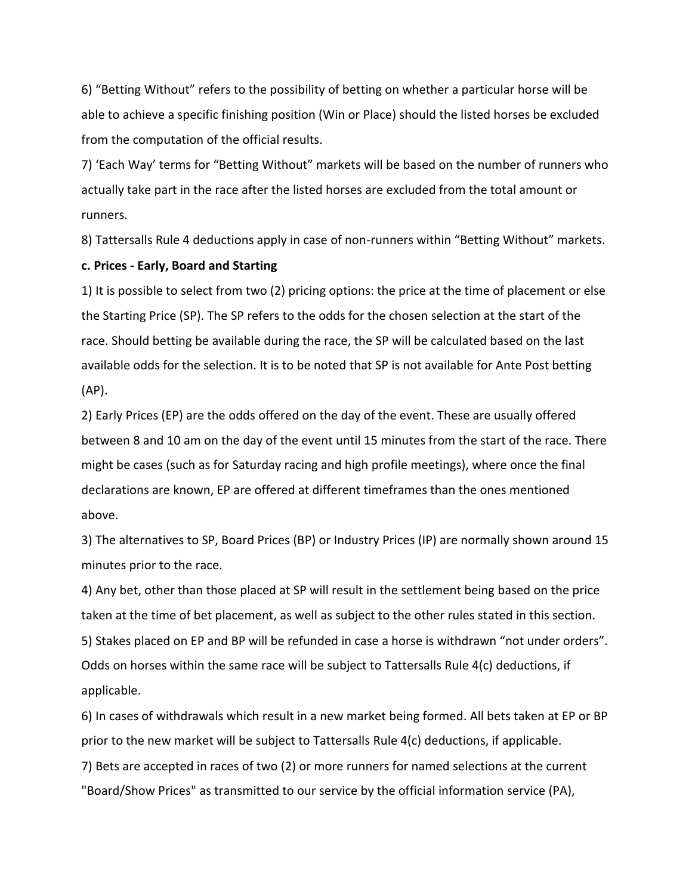6) “Betting Without” refers to the possibility of betting on whether a particular horse will be able to achieve a specific finishing position (Win or Place) should the listed horses be excluded from the computation of the official results.

7) ‘Each Way’ terms for “Betting Without” markets will be based on the number of runners who actually take part in the race after the listed horses are excluded from the total amount or runners.

8) Tattersalls Rule 4 deductions apply in case of non-runners within “Betting Without” markets.

**c. Prices - Early, Board and Starting**

1) It is possible to select from two (2) pricing options: the price at the time of placement or else the Starting Price (SP). The SP refers to the odds for the chosen selection at the start of the race. Should betting be available during the race, the SP will be calculated based on the last available odds for the selection. It is to be noted that SP is not available for Ante Post betting (AP).

2) Early Prices (EP) are the odds offered on the day of the event. These are usually offered between 8 and 10 am on the day of the event until 15 minutes from the start of the race. There might be cases (such as for Saturday racing and high profile meetings), where once the final declarations are known, EP are offered at different timeframes than the ones mentioned above.

3) The alternatives to SP, Board Prices (BP) or Industry Prices (IP) are normally shown around 15 minutes prior to the race.

4) Any bet, other than those placed at SP will result in the settlement being based on the price taken at the time of bet placement, as well as subject to the other rules stated in this section.

5) Stakes placed on EP and BP will be refunded in case a horse is withdrawn “not under orders”. Odds on horses within the same race will be subject to Tattersalls Rule 4(c) deductions, if applicable.

6) In cases of withdrawals which result in a new market being formed. All bets taken at EP or BP prior to the new market will be subject to Tattersalls Rule 4(c) deductions, if applicable.

7) Bets are accepted in races of two (2) or more runners for named selections at the current "Board/Show Prices" as transmitted to our service by the official information service (PA),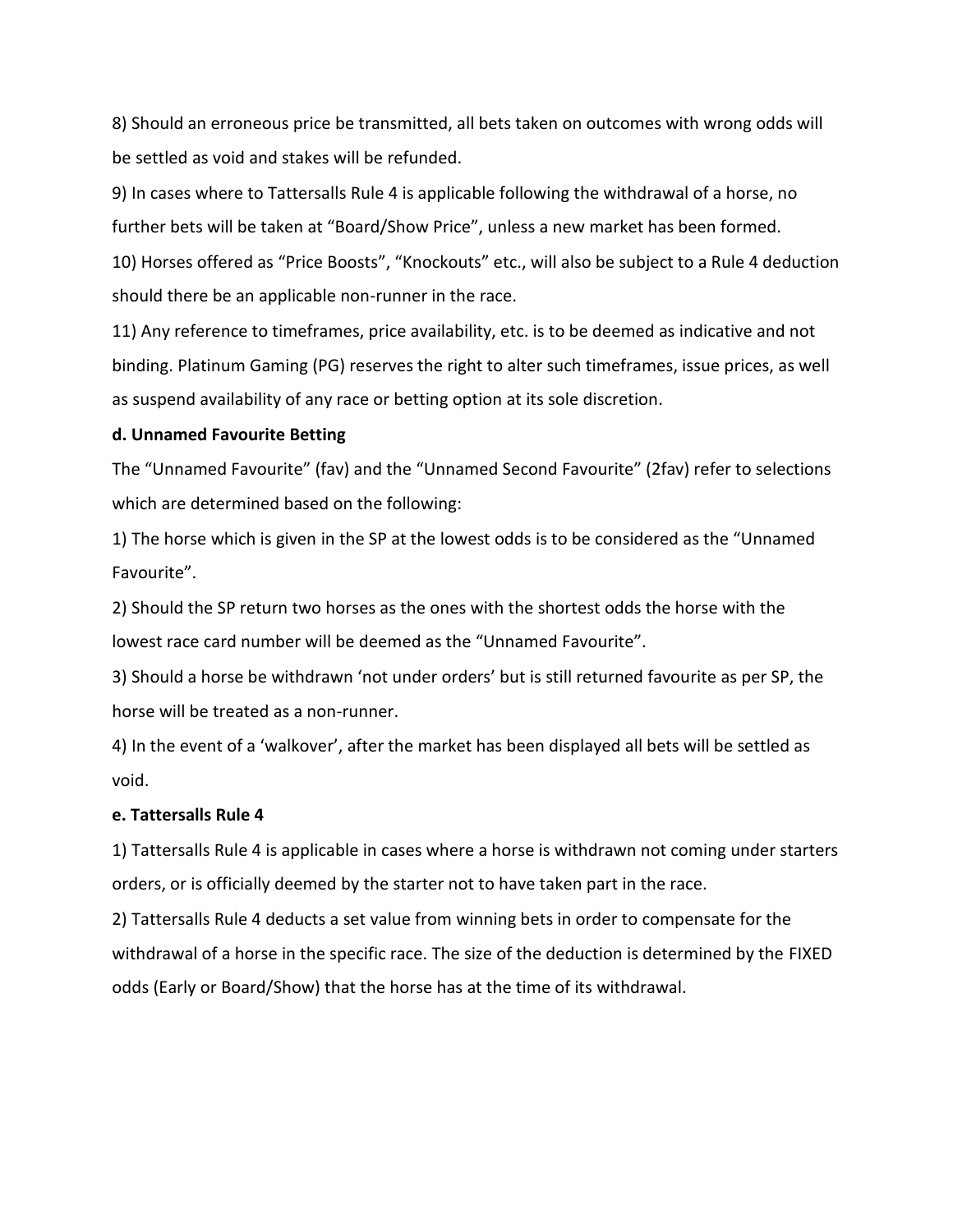8) Should an erroneous price be transmitted, all bets taken on outcomes with wrong odds will be settled as void and stakes will be refunded.

9) In cases where to Tattersalls Rule 4 is applicable following the withdrawal of a horse, no further bets will be taken at “Board/Show Price”, unless a new market has been formed.

10) Horses offered as “Price Boosts”, “Knockouts” etc., will also be subject to a Rule 4 deduction should there be an applicable non-runner in the race.

11) Any reference to timeframes, price availability, etc. is to be deemed as indicative and not binding. Platinum Gaming (PG) reserves the right to alter such timeframes, issue prices, as well as suspend availability of any race or betting option at its sole discretion.

**d. Unnamed Favourite Betting**

The “Unnamed Favourite” (fav) and the “Unnamed Second Favourite” (2fav) refer to selections which are determined based on the following:

1) The horse which is given in the SP at the lowest odds is to be considered as the “Unnamed Favourite”.

2) Should the SP return two horses as the ones with the shortest odds the horse with the lowest race card number will be deemed as the “Unnamed Favourite”.

3) Should a horse be withdrawn ‘not under orders’ but is still returned favourite as per SP, the horse will be treated as a non-runner.

4) In the event of a ‘walkover’, after the market has been displayed all bets will be settled as void.

**e. Tattersalls Rule 4**

1) Tattersalls Rule 4 is applicable in cases where a horse is withdrawn not coming under starters orders, or is officially deemed by the starter not to have taken part in the race.

2) Tattersalls Rule 4 deducts a set value from winning bets in order to compensate for the withdrawal of a horse in the specific race. The size of the deduction is determined by the FIXED odds (Early or Board/Show) that the horse has at the time of its withdrawal.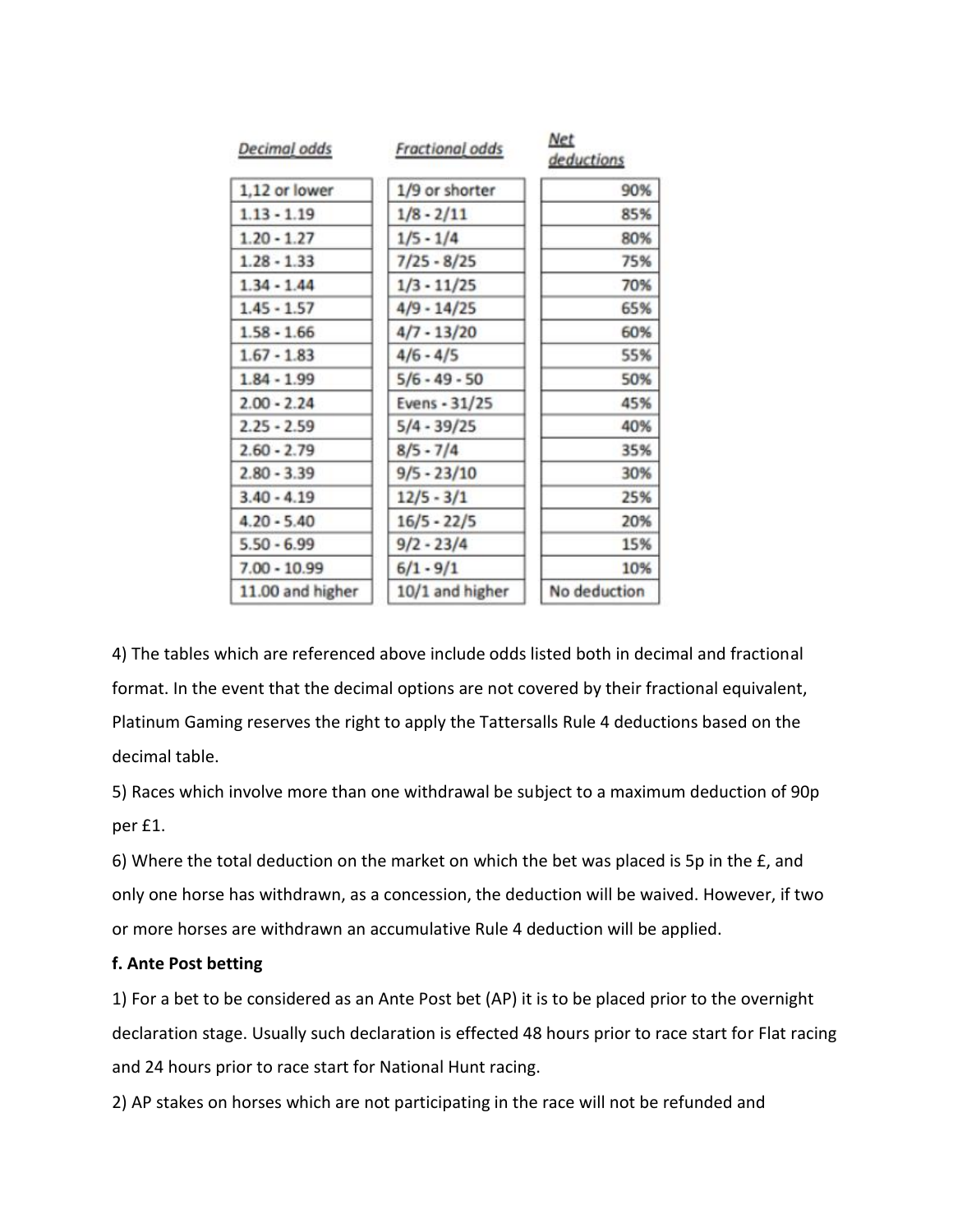| Decimal odds | Fractional odds | Net deductions |
| --- | --- | --- |
| 1,12 or lower | 1/9 or shorter | 90% |
| 1.13 - 1.19 | 1/8 - 2/11 | 85% |
| 1.20 - 1.27 | 1/5 - 1/4 | 80% |
| 1.28 - 1.33 | 7/25 - 8/25 | 75% |
| 1.34 - 1.44 | 1/3 - 11/25 | 70% |
| 1.45 - 1.57 | 4/9 - 14/25 | 65% |
| 1.58 - 1.66 | 4/7 - 13/20 | 60% |
| 1.67 - 1.83 | 4/6 - 4/5 | 55% |
| 1.84 - 1.99 | 5/6 - 49 - 50 | 50% |
| 2.00 - 2.24 | Evens - 31/25 | 45% |
| 2.25 - 2.59 | 5/4 - 39/25 | 40% |
| 2.60 - 2.79 | 8/5 - 7/4 | 35% |
| 2.80 - 3.39 | 9/5 - 23/10 | 30% |
| 3.40 - 4.19 | 12/5 - 3/1 | 25% |
| 4.20 - 5.40 | 16/5 - 22/5 | 20% |
| 5.50 - 6.99 | 9/2 - 23/4 | 15% |
| 7.00 - 10.99 | 6/1 - 9/1 | 10% |
| 11.00 and higher | 10/1 and higher | No deduction |

4) The tables which are referenced above include odds listed both in decimal and fractional format. In the event that the decimal options are not covered by their fractional equivalent, Platinum Gaming reserves the right to apply the Tattersalls Rule 4 deductions based on the decimal table.

5) Races which involve more than one withdrawal be subject to a maximum deduction of 90p per £1.

6) Where the total deduction on the market on which the bet was placed is 5p in the £, and only one horse has withdrawn, as a concession, the deduction will be waived. However, if two or more horses are withdrawn an accumulative Rule 4 deduction will be applied.

**f. Ante Post betting**

1) For a bet to be considered as an Ante Post bet (AP) it is to be placed prior to the overnight declaration stage. Usually such declaration is effected 48 hours prior to race start for Flat racing and 24 hours prior to race start for National Hunt racing.

2) AP stakes on horses which are not participating in the race will not be refunded and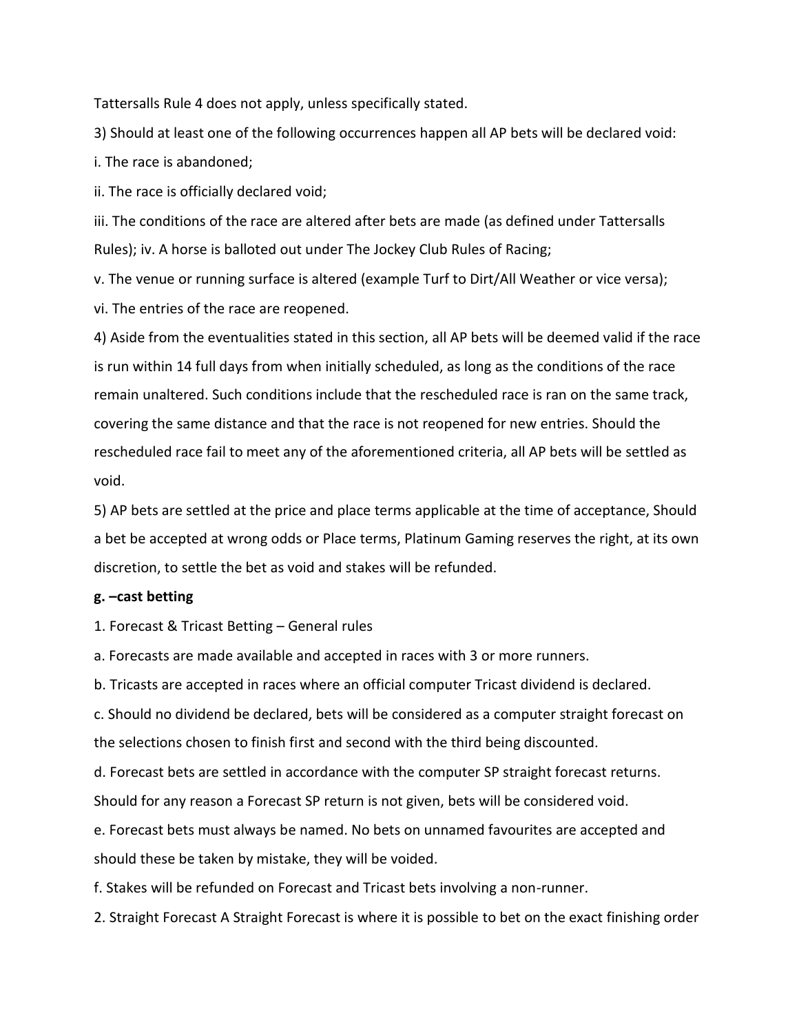Tattersalls Rule 4 does not apply, unless specifically stated.

3) Should at least one of the following occurrences happen all AP bets will be declared void:

i. The race is abandoned;

ii. The race is officially declared void;

iii. The conditions of the race are altered after bets are made (as defined under Tattersalls Rules); iv. A horse is balloted out under The Jockey Club Rules of Racing;

v. The venue or running surface is altered (example Turf to Dirt/All Weather or vice versa);

vi. The entries of the race are reopened.

4) Aside from the eventualities stated in this section, all AP bets will be deemed valid if the race is run within 14 full days from when initially scheduled, as long as the conditions of the race remain unaltered. Such conditions include that the rescheduled race is ran on the same track, covering the same distance and that the race is not reopened for new entries. Should the rescheduled race fail to meet any of the aforementioned criteria, all AP bets will be settled as void.

5) AP bets are settled at the price and place terms applicable at the time of acceptance, Should a bet be accepted at wrong odds or Place terms, Platinum Gaming reserves the right, at its own discretion, to settle the bet as void and stakes will be refunded.

**g. –cast betting**

1. Forecast & Tricast Betting – General rules

a. Forecasts are made available and accepted in races with 3 or more runners.

b. Tricasts are accepted in races where an official computer Tricast dividend is declared.

c. Should no dividend be declared, bets will be considered as a computer straight forecast on the selections chosen to finish first and second with the third being discounted.

d. Forecast bets are settled in accordance with the computer SP straight forecast returns. Should for any reason a Forecast SP return is not given, bets will be considered void.

e. Forecast bets must always be named. No bets on unnamed favourites are accepted and should these be taken by mistake, they will be voided.

f. Stakes will be refunded on Forecast and Tricast bets involving a non-runner.

2. Straight Forecast A Straight Forecast is where it is possible to bet on the exact finishing order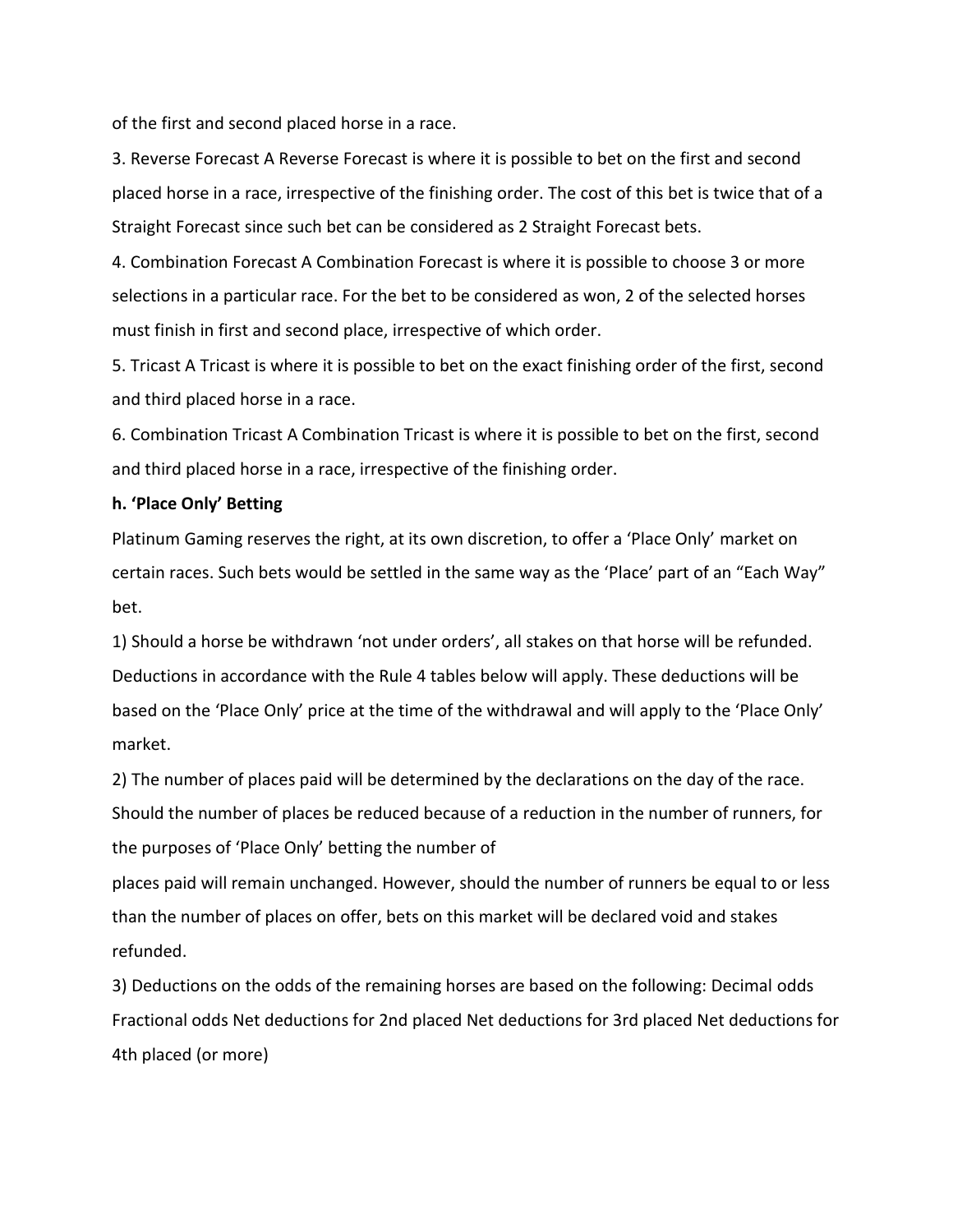of the first and second placed horse in a race.

3. Reverse Forecast A Reverse Forecast is where it is possible to bet on the first and second placed horse in a race, irrespective of the finishing order. The cost of this bet is twice that of a Straight Forecast since such bet can be considered as 2 Straight Forecast bets.

4. Combination Forecast A Combination Forecast is where it is possible to choose 3 or more selections in a particular race. For the bet to be considered as won, 2 of the selected horses must finish in first and second place, irrespective of which order.

5. Tricast A Tricast is where it is possible to bet on the exact finishing order of the first, second and third placed horse in a race.

6. Combination Tricast A Combination Tricast is where it is possible to bet on the first, second and third placed horse in a race, irrespective of the finishing order.

**h. 'Place Only' Betting**

Platinum Gaming reserves the right, at its own discretion, to offer a 'Place Only' market on certain races. Such bets would be settled in the same way as the 'Place' part of an "Each Way" bet.

1) Should a horse be withdrawn 'not under orders', all stakes on that horse will be refunded. Deductions in accordance with the Rule 4 tables below will apply. These deductions will be based on the 'Place Only' price at the time of the withdrawal and will apply to the 'Place Only' market.

2) The number of places paid will be determined by the declarations on the day of the race. Should the number of places be reduced because of a reduction in the number of runners, for the purposes of 'Place Only' betting the number of places paid will remain unchanged. However, should the number of runners be equal to or less than the number of places on offer, bets on this market will be declared void and stakes refunded.

3) Deductions on the odds of the remaining horses are based on the following: Decimal odds Fractional odds Net deductions for 2nd placed Net deductions for 3rd placed Net deductions for 4th placed (or more)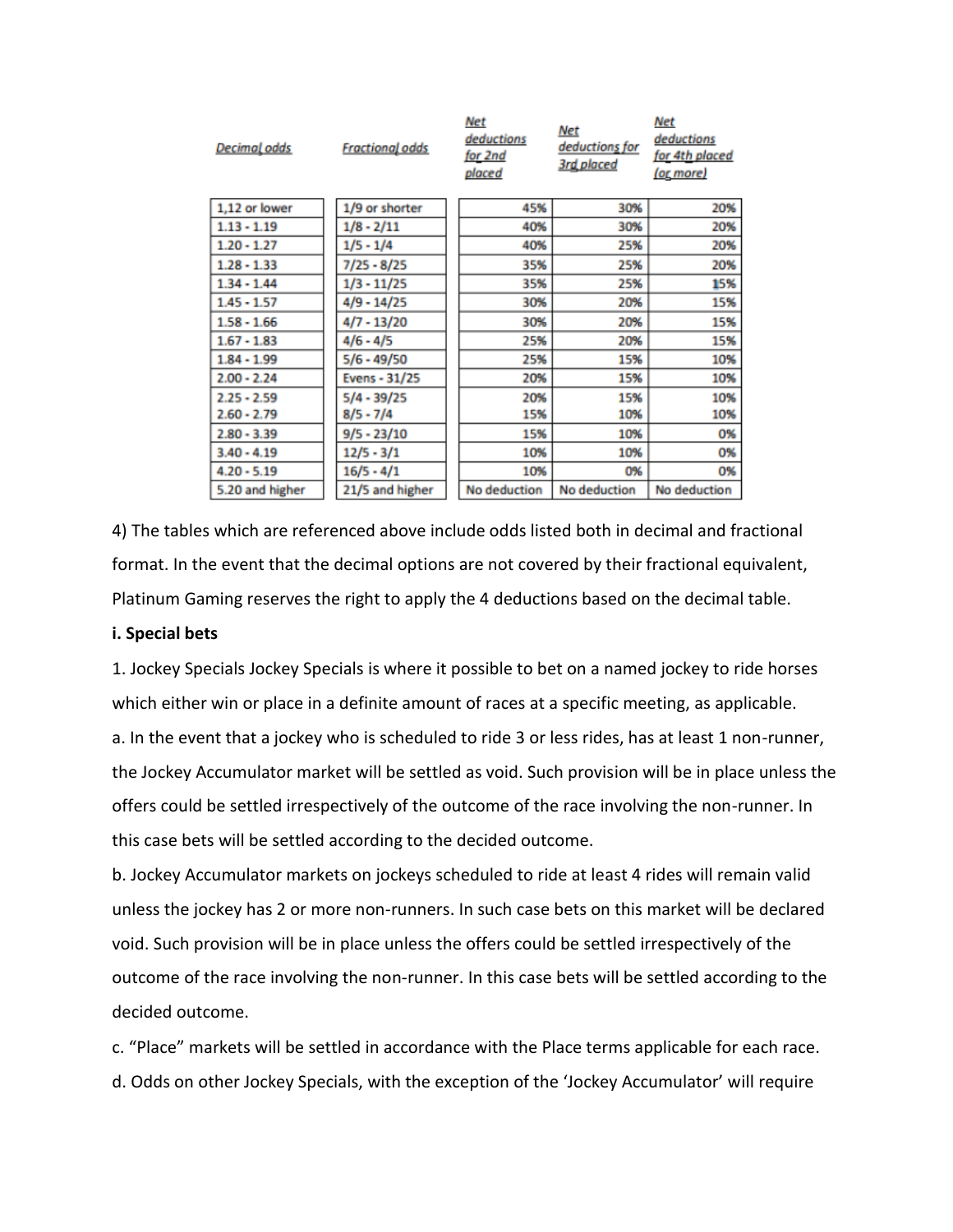| Decimal odds | Fractional odds | Net deductions for 2nd placed | Net deductions for 3rd placed | Net deductions for 4th placed (or more) |
|---|---|---|---|---|
| 1,12 or lower | 1/9 or shorter | 45% | 30% | 20% |
| 1.13 - 1.19 | 1/8 - 2/11 | 40% | 30% | 20% |
| 1.20 - 1.27 | 1/5 - 1/4 | 40% | 25% | 20% |
| 1.28 - 1.33 | 7/25 - 8/25 | 35% | 25% | 20% |
| 1.34 - 1.44 | 1/3 - 11/25 | 35% | 25% | 15% |
| 1.45 - 1.57 | 4/9 - 14/25 | 30% | 20% | 15% |
| 1.58 - 1.66 | 4/7 - 13/20 | 30% | 20% | 15% |
| 1.67 - 1.83 | 4/6 - 4/5 | 25% | 20% | 15% |
| 1.84 - 1.99 | 5/6 - 49/50 | 25% | 15% | 10% |
| 2.00 - 2.24 | Evens - 31/25 | 20% | 15% | 10% |
| 2.25 - 2.59 | 5/4 - 39/25 | 20% | 15% | 10% |
| 2.60 - 2.79 | 8/5 - 7/4 | 15% | 10% | 10% |
| 2.80 - 3.39 | 9/5 - 23/10 | 15% | 10% | 0% |
| 3.40 - 4.19 | 12/5 - 3/1 | 10% | 10% | 0% |
| 4.20 - 5.19 | 16/5 - 4/1 | 10% | 0% | 0% |
| 5.20 and higher | 21/5 and higher | No deduction | No deduction | No deduction |

4) The tables which are referenced above include odds listed both in decimal and fractional format. In the event that the decimal options are not covered by their fractional equivalent, Platinum Gaming reserves the right to apply the 4 deductions based on the decimal table.

**i. Special bets**

1. Jockey Specials Jockey Specials is where it possible to bet on a named jockey to ride horses which either win or place in a definite amount of races at a specific meeting, as applicable.

a. In the event that a jockey who is scheduled to ride 3 or less rides, has at least 1 non-runner, the Jockey Accumulator market will be settled as void. Such provision will be in place unless the offers could be settled irrespectively of the outcome of the race involving the non-runner. In this case bets will be settled according to the decided outcome.

b. Jockey Accumulator markets on jockeys scheduled to ride at least 4 rides will remain valid unless the jockey has 2 or more non-runners. In such case bets on this market will be declared void. Such provision will be in place unless the offers could be settled irrespectively of the outcome of the race involving the non-runner. In this case bets will be settled according to the decided outcome.

c. "Place" markets will be settled in accordance with the Place terms applicable for each race.

d. Odds on other Jockey Specials, with the exception of the 'Jockey Accumulator' will require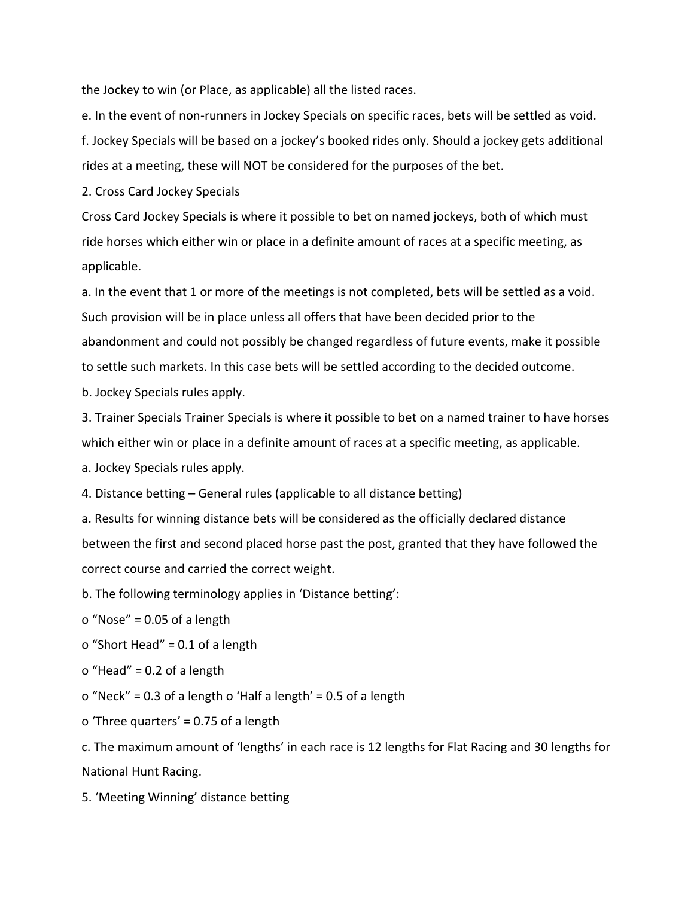the Jockey to win (or Place, as applicable) all the listed races.

e. In the event of non-runners in Jockey Specials on specific races, bets will be settled as void.

f. Jockey Specials will be based on a jockey's booked rides only. Should a jockey gets additional rides at a meeting, these will NOT be considered for the purposes of the bet.

2. Cross Card Jockey Specials

Cross Card Jockey Specials is where it possible to bet on named jockeys, both of which must ride horses which either win or place in a definite amount of races at a specific meeting, as applicable.

a. In the event that 1 or more of the meetings is not completed, bets will be settled as a void. Such provision will be in place unless all offers that have been decided prior to the abandonment and could not possibly be changed regardless of future events, make it possible to settle such markets. In this case bets will be settled according to the decided outcome.

b. Jockey Specials rules apply.

3. Trainer Specials Trainer Specials is where it possible to bet on a named trainer to have horses which either win or place in a definite amount of races at a specific meeting, as applicable.

a. Jockey Specials rules apply.

4. Distance betting – General rules (applicable to all distance betting)

a. Results for winning distance bets will be considered as the officially declared distance between the first and second placed horse past the post, granted that they have followed the correct course and carried the correct weight.

b. The following terminology applies in 'Distance betting':

o "Nose" = 0.05 of a length

o "Short Head" = 0.1 of a length

o "Head" = 0.2 of a length

o "Neck" = 0.3 of a length o 'Half a length' = 0.5 of a length

o 'Three quarters' = 0.75 of a length

c. The maximum amount of 'lengths' in each race is 12 lengths for Flat Racing and 30 lengths for National Hunt Racing.

5. 'Meeting Winning' distance betting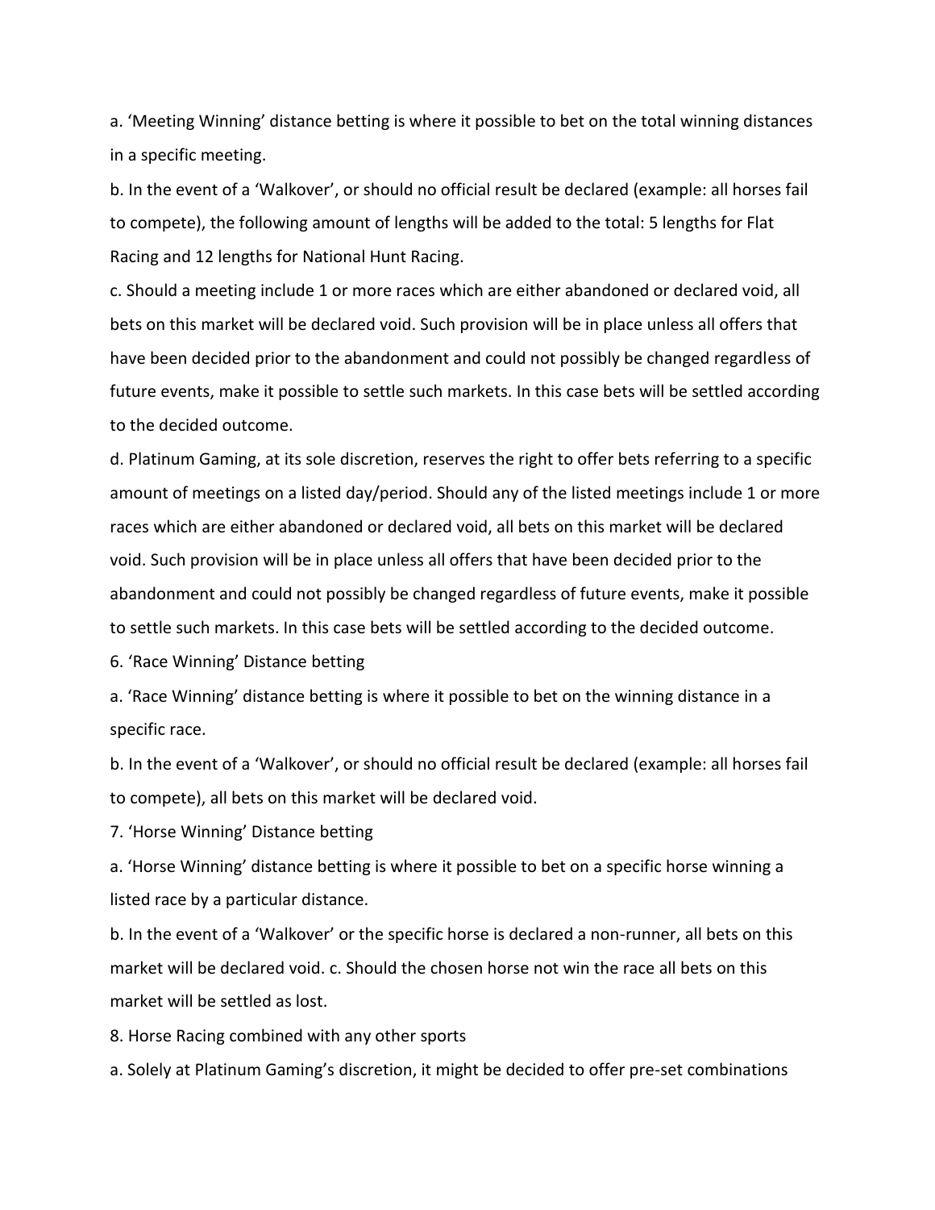a. 'Meeting Winning' distance betting is where it possible to bet on the total winning distances in a specific meeting.

b. In the event of a 'Walkover', or should no official result be declared (example: all horses fail to compete), the following amount of lengths will be added to the total: 5 lengths for Flat Racing and 12 lengths for National Hunt Racing.

c. Should a meeting include 1 or more races which are either abandoned or declared void, all bets on this market will be declared void. Such provision will be in place unless all offers that have been decided prior to the abandonment and could not possibly be changed regardless of future events, make it possible to settle such markets. In this case bets will be settled according to the decided outcome.

d. Platinum Gaming, at its sole discretion, reserves the right to offer bets referring to a specific amount of meetings on a listed day/period. Should any of the listed meetings include 1 or more races which are either abandoned or declared void, all bets on this market will be declared void. Such provision will be in place unless all offers that have been decided prior to the abandonment and could not possibly be changed regardless of future events, make it possible to settle such markets. In this case bets will be settled according to the decided outcome.

6. 'Race Winning' Distance betting

a. 'Race Winning' distance betting is where it possible to bet on the winning distance in a specific race.

b. In the event of a 'Walkover', or should no official result be declared (example: all horses fail to compete), all bets on this market will be declared void.

7. 'Horse Winning' Distance betting

a. 'Horse Winning' distance betting is where it possible to bet on a specific horse winning a listed race by a particular distance.

b. In the event of a 'Walkover' or the specific horse is declared a non-runner, all bets on this market will be declared void. c. Should the chosen horse not win the race all bets on this market will be settled as lost.

8. Horse Racing combined with any other sports

a. Solely at Platinum Gaming's discretion, it might be decided to offer pre-set combinations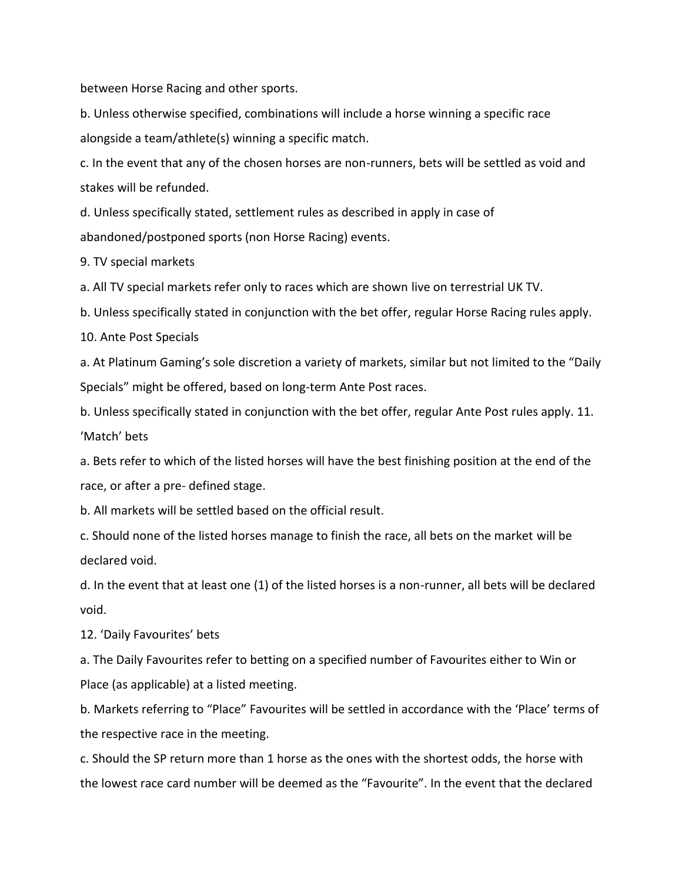between Horse Racing and other sports.

b. Unless otherwise specified, combinations will include a horse winning a specific race alongside a team/athlete(s) winning a specific match.

c. In the event that any of the chosen horses are non-runners, bets will be settled as void and stakes will be refunded.

d. Unless specifically stated, settlement rules as described in apply in case of abandoned/postponed sports (non Horse Racing) events.

9. TV special markets

a. All TV special markets refer only to races which are shown live on terrestrial UK TV.

b. Unless specifically stated in conjunction with the bet offer, regular Horse Racing rules apply.

10. Ante Post Specials

a. At Platinum Gaming's sole discretion a variety of markets, similar but not limited to the "Daily Specials" might be offered, based on long-term Ante Post races.

b. Unless specifically stated in conjunction with the bet offer, regular Ante Post rules apply. 11. 'Match' bets

a. Bets refer to which of the listed horses will have the best finishing position at the end of the race, or after a pre- defined stage.

b. All markets will be settled based on the official result.

c. Should none of the listed horses manage to finish the race, all bets on the market will be declared void.

d. In the event that at least one (1) of the listed horses is a non-runner, all bets will be declared void.

12. 'Daily Favourites' bets

a. The Daily Favourites refer to betting on a specified number of Favourites either to Win or Place (as applicable) at a listed meeting.

b. Markets referring to "Place" Favourites will be settled in accordance with the 'Place' terms of the respective race in the meeting.

c. Should the SP return more than 1 horse as the ones with the shortest odds, the horse with the lowest race card number will be deemed as the "Favourite". In the event that the declared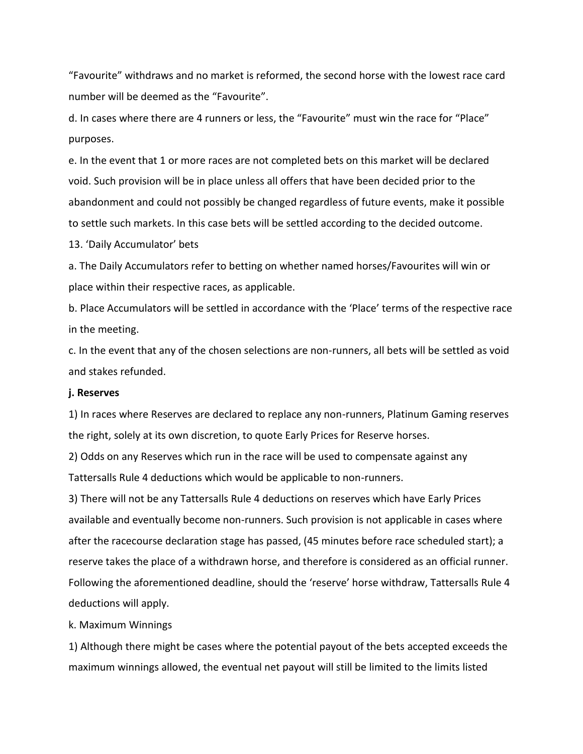"Favourite" withdraws and no market is reformed, the second horse with the lowest race card number will be deemed as the "Favourite".

d. In cases where there are 4 runners or less, the "Favourite" must win the race for "Place" purposes.

e. In the event that 1 or more races are not completed bets on this market will be declared void. Such provision will be in place unless all offers that have been decided prior to the abandonment and could not possibly be changed regardless of future events, make it possible to settle such markets. In this case bets will be settled according to the decided outcome.

13. 'Daily Accumulator' bets

a. The Daily Accumulators refer to betting on whether named horses/Favourites will win or place within their respective races, as applicable.

b. Place Accumulators will be settled in accordance with the 'Place' terms of the respective race in the meeting.

c. In the event that any of the chosen selections are non-runners, all bets will be settled as void and stakes refunded.

**j. Reserves**

1) In races where Reserves are declared to replace any non-runners, Platinum Gaming reserves the right, solely at its own discretion, to quote Early Prices for Reserve horses.

2) Odds on any Reserves which run in the race will be used to compensate against any Tattersalls Rule 4 deductions which would be applicable to non-runners.

3) There will not be any Tattersalls Rule 4 deductions on reserves which have Early Prices available and eventually become non-runners. Such provision is not applicable in cases where after the racecourse declaration stage has passed, (45 minutes before race scheduled start); a reserve takes the place of a withdrawn horse, and therefore is considered as an official runner. Following the aforementioned deadline, should the 'reserve' horse withdraw, Tattersalls Rule 4 deductions will apply.

k. Maximum Winnings

1) Although there might be cases where the potential payout of the bets accepted exceeds the maximum winnings allowed, the eventual net payout will still be limited to the limits listed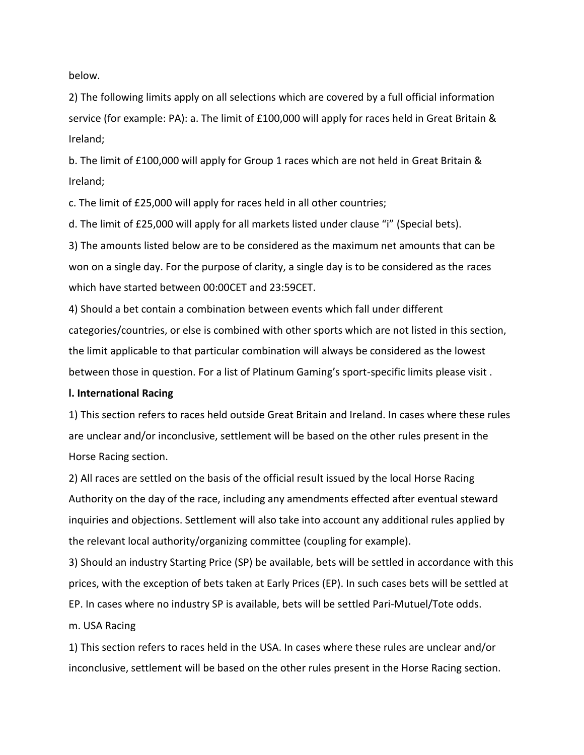below.

2) The following limits apply on all selections which are covered by a full official information service (for example: PA): a. The limit of £100,000 will apply for races held in Great Britain & Ireland;

b. The limit of £100,000 will apply for Group 1 races which are not held in Great Britain & Ireland;

c. The limit of £25,000 will apply for races held in all other countries;

d. The limit of £25,000 will apply for all markets listed under clause "i" (Special bets).

3) The amounts listed below are to be considered as the maximum net amounts that can be won on a single day. For the purpose of clarity, a single day is to be considered as the races which have started between 00:00CET and 23:59CET.

4) Should a bet contain a combination between events which fall under different categories/countries, or else is combined with other sports which are not listed in this section, the limit applicable to that particular combination will always be considered as the lowest between those in question. For a list of Platinum Gaming's sport-specific limits please visit .

**l. International Racing**

1) This section refers to races held outside Great Britain and Ireland. In cases where these rules are unclear and/or inconclusive, settlement will be based on the other rules present in the Horse Racing section.

2) All races are settled on the basis of the official result issued by the local Horse Racing Authority on the day of the race, including any amendments effected after eventual steward inquiries and objections. Settlement will also take into account any additional rules applied by the relevant local authority/organizing committee (coupling for example).

3) Should an industry Starting Price (SP) be available, bets will be settled in accordance with this prices, with the exception of bets taken at Early Prices (EP). In such cases bets will be settled at EP. In cases where no industry SP is available, bets will be settled Pari-Mutuel/Tote odds.

m. USA Racing

1) This section refers to races held in the USA. In cases where these rules are unclear and/or inconclusive, settlement will be based on the other rules present in the Horse Racing section.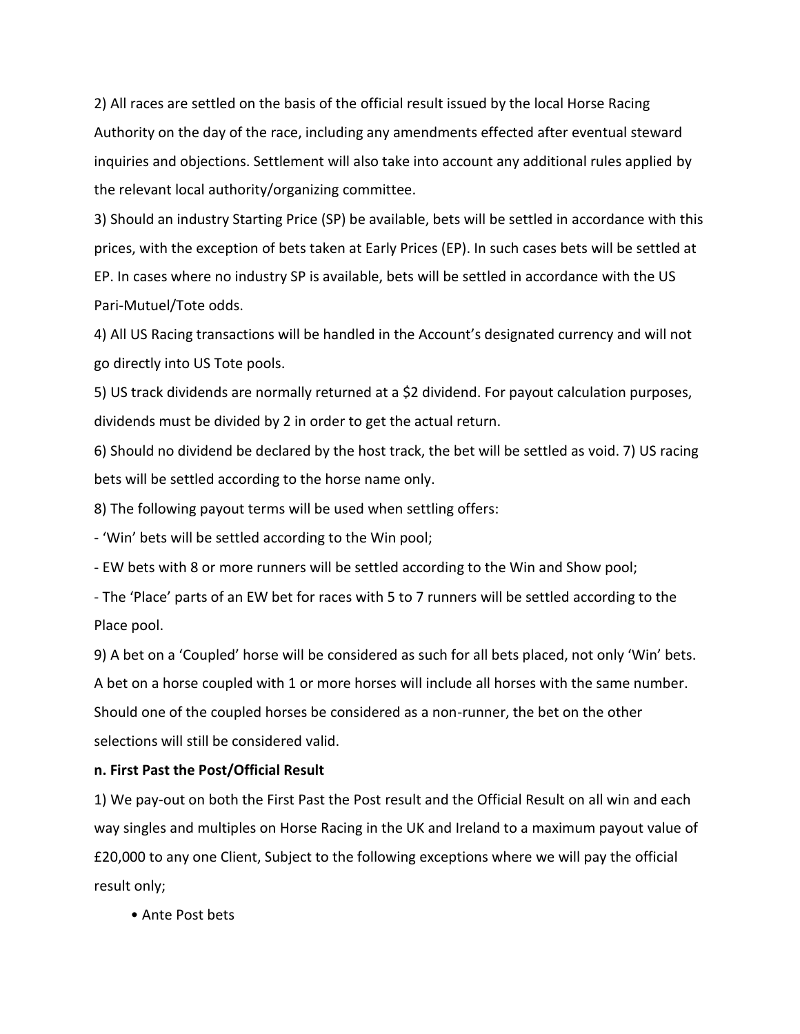2) All races are settled on the basis of the official result issued by the local Horse Racing Authority on the day of the race, including any amendments effected after eventual steward inquiries and objections. Settlement will also take into account any additional rules applied by the relevant local authority/organizing committee.

3) Should an industry Starting Price (SP) be available, bets will be settled in accordance with this prices, with the exception of bets taken at Early Prices (EP). In such cases bets will be settled at EP. In cases where no industry SP is available, bets will be settled in accordance with the US Pari-Mutuel/Tote odds.

4) All US Racing transactions will be handled in the Account's designated currency and will not go directly into US Tote pools.

5) US track dividends are normally returned at a $2 dividend. For payout calculation purposes, dividends must be divided by 2 in order to get the actual return.

6) Should no dividend be declared by the host track, the bet will be settled as void. 7) US racing bets will be settled according to the horse name only.

8) The following payout terms will be used when settling offers:

- 'Win' bets will be settled according to the Win pool;
- EW bets with 8 or more runners will be settled according to the Win and Show pool;
- The 'Place' parts of an EW bet for races with 5 to 7 runners will be settled according to the Place pool.

9) A bet on a 'Coupled' horse will be considered as such for all bets placed, not only 'Win' bets. A bet on a horse coupled with 1 or more horses will include all horses with the same number. Should one of the coupled horses be considered as a non-runner, the bet on the other selections will still be considered valid.

**n. First Past the Post/Official Result**

1) We pay-out on both the First Past the Post result and the Official Result on all win and each way singles and multiples on Horse Racing in the UK and Ireland to a maximum payout value of £20,000 to any one Client, Subject to the following exceptions where we will pay the official result only;

- Ante Post bets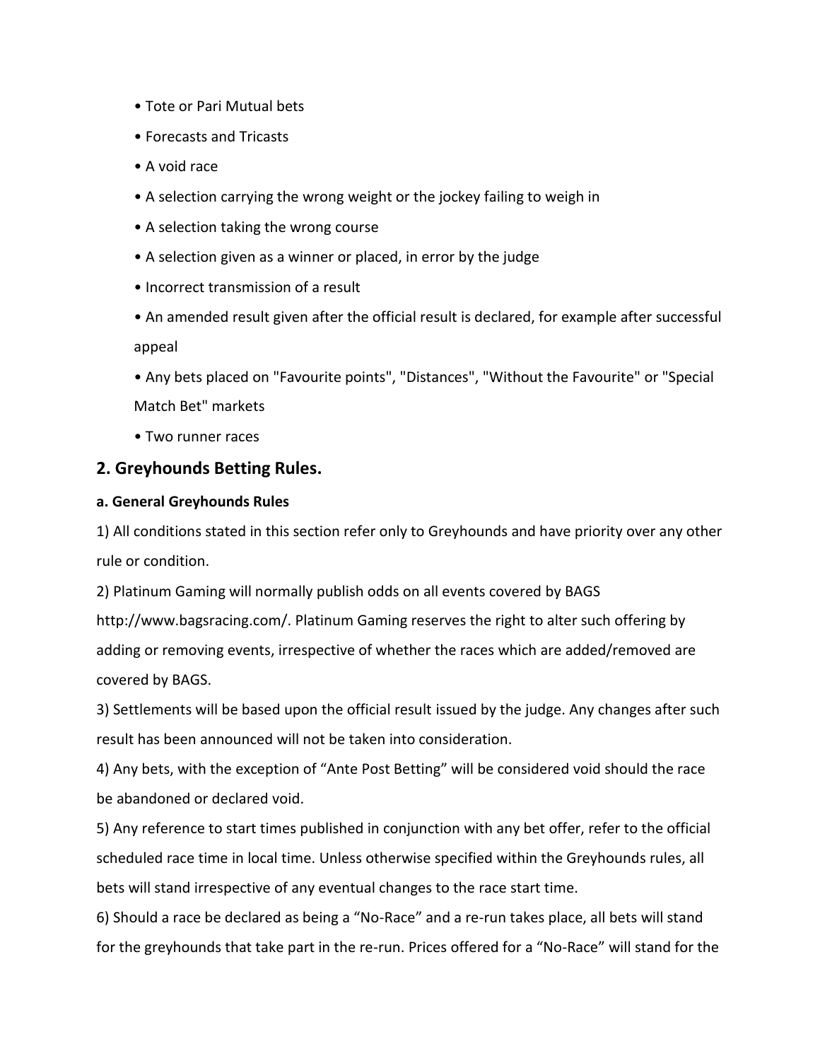- Tote or Pari Mutual bets
- Forecasts and Tricasts
- A void race
- A selection carrying the wrong weight or the jockey failing to weigh in
- A selection taking the wrong course
- A selection given as a winner or placed, in error by the judge
- Incorrect transmission of a result
- An amended result given after the official result is declared, for example after successful appeal
- Any bets placed on "Favourite points", "Distances", "Without the Favourite" or "Special Match Bet" markets
- Two runner races

## 2. Greyhounds Betting Rules.

**a. General Greyhounds Rules**

1) All conditions stated in this section refer only to Greyhounds and have priority over any other rule or condition.

2) Platinum Gaming will normally publish odds on all events covered by BAGS http://www.bagsracing.com/. Platinum Gaming reserves the right to alter such offering by adding or removing events, irrespective of whether the races which are added/removed are covered by BAGS.

3) Settlements will be based upon the official result issued by the judge. Any changes after such result has been announced will not be taken into consideration.

4) Any bets, with the exception of "Ante Post Betting" will be considered void should the race be abandoned or declared void.

5) Any reference to start times published in conjunction with any bet offer, refer to the official scheduled race time in local time. Unless otherwise specified within the Greyhounds rules, all bets will stand irrespective of any eventual changes to the race start time.

6) Should a race be declared as being a "No-Race" and a re-run takes place, all bets will stand for the greyhounds that take part in the re-run. Prices offered for a "No-Race" will stand for the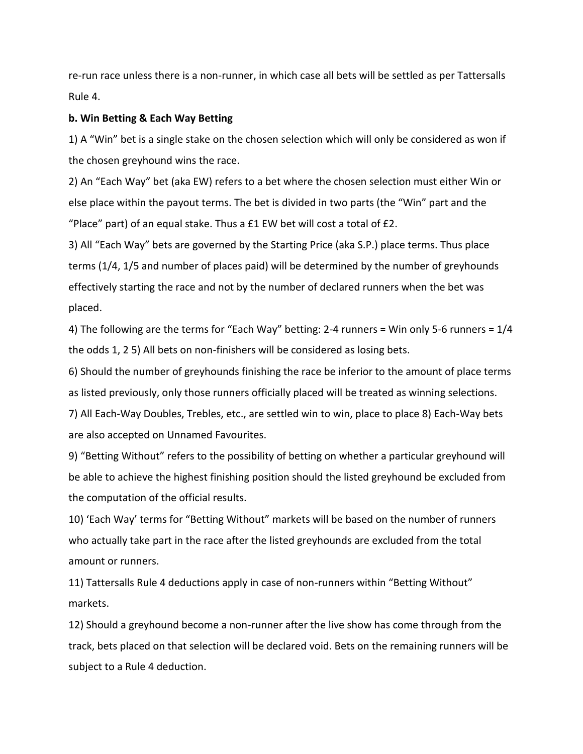re-run race unless there is a non-runner, in which case all bets will be settled as per Tattersalls Rule 4.

**b. Win Betting & Each Way Betting**

1) A "Win" bet is a single stake on the chosen selection which will only be considered as won if the chosen greyhound wins the race.

2) An "Each Way" bet (aka EW) refers to a bet where the chosen selection must either Win or else place within the payout terms. The bet is divided in two parts (the "Win" part and the "Place" part) of an equal stake. Thus a £1 EW bet will cost a total of £2.

3) All "Each Way" bets are governed by the Starting Price (aka S.P.) place terms. Thus place terms (1/4, 1/5 and number of places paid) will be determined by the number of greyhounds effectively starting the race and not by the number of declared runners when the bet was placed.

4) The following are the terms for "Each Way" betting: 2-4 runners = Win only 5-6 runners = 1/4 the odds 1, 2 5) All bets on non-finishers will be considered as losing bets.

6) Should the number of greyhounds finishing the race be inferior to the amount of place terms as listed previously, only those runners officially placed will be treated as winning selections.

7) All Each-Way Doubles, Trebles, etc., are settled win to win, place to place 8) Each-Way bets are also accepted on Unnamed Favourites.

9) "Betting Without" refers to the possibility of betting on whether a particular greyhound will be able to achieve the highest finishing position should the listed greyhound be excluded from the computation of the official results.

10) 'Each Way' terms for "Betting Without" markets will be based on the number of runners who actually take part in the race after the listed greyhounds are excluded from the total amount or runners.

11) Tattersalls Rule 4 deductions apply in case of non-runners within "Betting Without" markets.

12) Should a greyhound become a non-runner after the live show has come through from the track, bets placed on that selection will be declared void. Bets on the remaining runners will be subject to a Rule 4 deduction.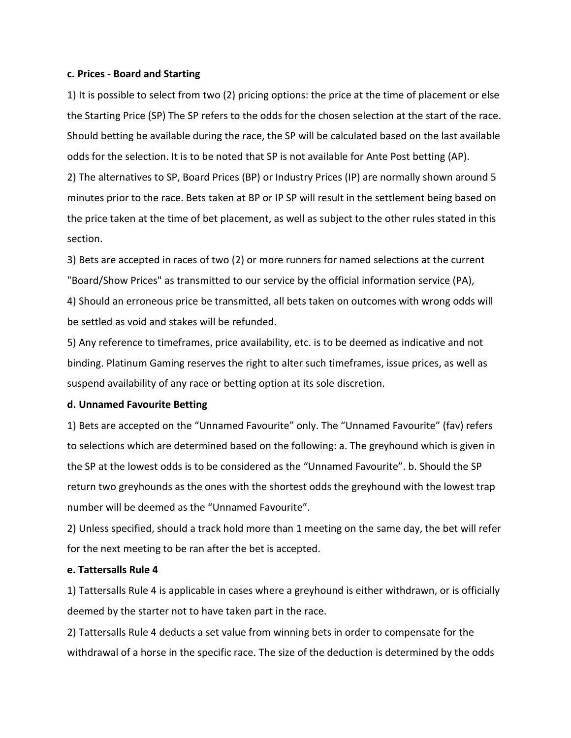**c. Prices - Board and Starting**

1) It is possible to select from two (2) pricing options: the price at the time of placement or else the Starting Price (SP) The SP refers to the odds for the chosen selection at the start of the race. Should betting be available during the race, the SP will be calculated based on the last available odds for the selection. It is to be noted that SP is not available for Ante Post betting (AP).

2) The alternatives to SP, Board Prices (BP) or Industry Prices (IP) are normally shown around 5 minutes prior to the race. Bets taken at BP or IP SP will result in the settlement being based on the price taken at the time of bet placement, as well as subject to the other rules stated in this section.

3) Bets are accepted in races of two (2) or more runners for named selections at the current "Board/Show Prices" as transmitted to our service by the official information service (PA),

4) Should an erroneous price be transmitted, all bets taken on outcomes with wrong odds will be settled as void and stakes will be refunded.

5) Any reference to timeframes, price availability, etc. is to be deemed as indicative and not binding. Platinum Gaming reserves the right to alter such timeframes, issue prices, as well as suspend availability of any race or betting option at its sole discretion.

**d. Unnamed Favourite Betting**

1) Bets are accepted on the "Unnamed Favourite" only. The "Unnamed Favourite" (fav) refers to selections which are determined based on the following: a. The greyhound which is given in the SP at the lowest odds is to be considered as the "Unnamed Favourite". b. Should the SP return two greyhounds as the ones with the shortest odds the greyhound with the lowest trap number will be deemed as the "Unnamed Favourite".

2) Unless specified, should a track hold more than 1 meeting on the same day, the bet will refer for the next meeting to be ran after the bet is accepted.

**e. Tattersalls Rule 4**

1) Tattersalls Rule 4 is applicable in cases where a greyhound is either withdrawn, or is officially deemed by the starter not to have taken part in the race.

2) Tattersalls Rule 4 deducts a set value from winning bets in order to compensate for the withdrawal of a horse in the specific race. The size of the deduction is determined by the odds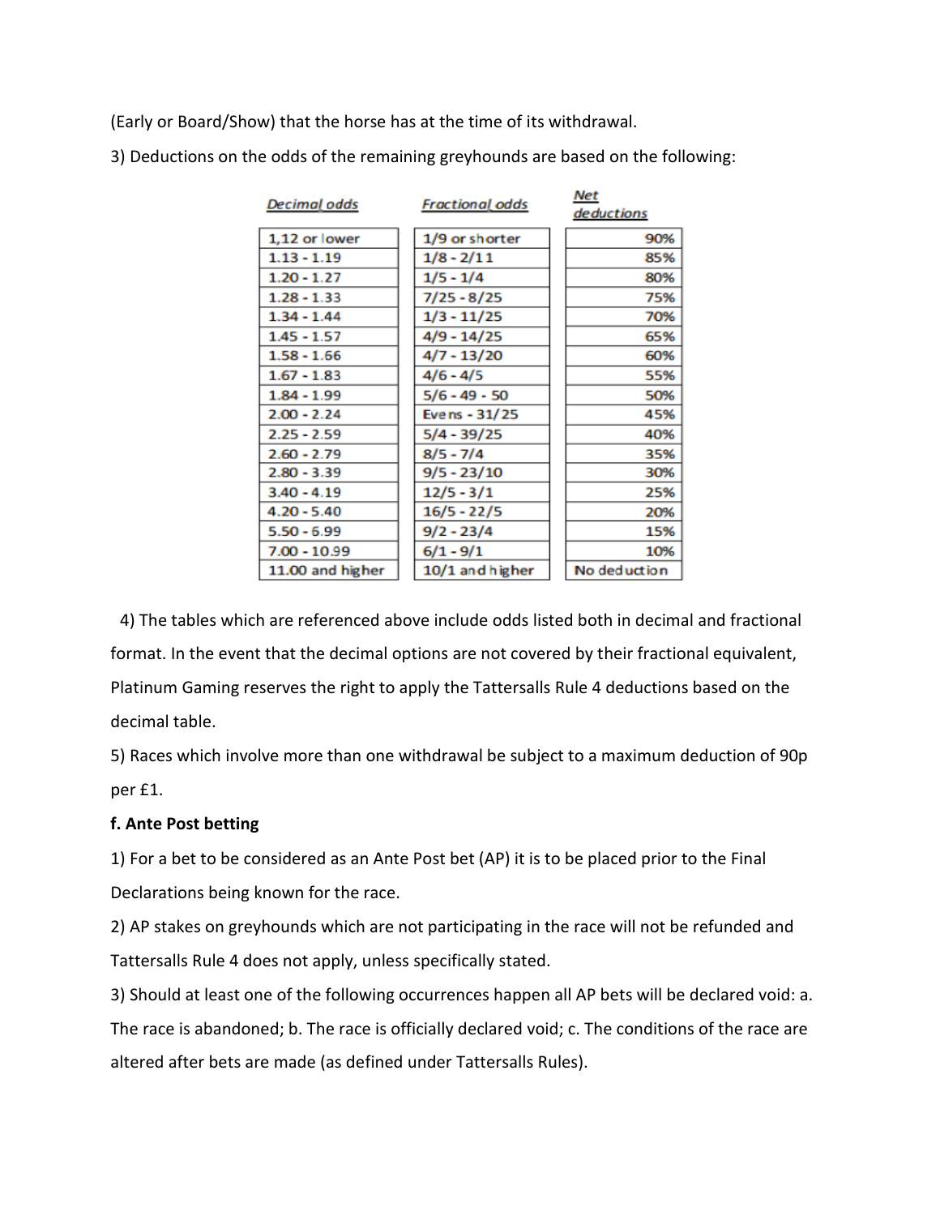(Early or Board/Show) that the horse has at the time of its withdrawal.

3) Deductions on the odds of the remaining greyhounds are based on the following:

| Decimal odds | Fractional odds | Net deductions |
|---|---|---|
| 1,12 or lower | 1/9 or shorter | 90% |
| 1.13 - 1.19 | 1/8 - 2/11 | 85% |
| 1.20 - 1.27 | 1/5 - 1/4 | 80% |
| 1.28 - 1.33 | 7/25 - 8/25 | 75% |
| 1.34 - 1.44 | 1/3 - 11/25 | 70% |
| 1.45 - 1.57 | 4/9 - 14/25 | 65% |
| 1.58 - 1.66 | 4/7 - 13/20 | 60% |
| 1.67 - 1.83 | 4/6 - 4/5 | 55% |
| 1.84 - 1.99 | 5/6 - 49 - 50 | 50% |
| 2.00 - 2.24 | Evens - 31/25 | 45% |
| 2.25 - 2.59 | 5/4 - 39/25 | 40% |
| 2.60 - 2.79 | 8/5 - 7/4 | 35% |
| 2.80 - 3.39 | 9/5 - 23/10 | 30% |
| 3.40 - 4.19 | 12/5 - 3/1 | 25% |
| 4.20 - 5.40 | 16/5 - 22/5 | 20% |
| 5.50 - 6.99 | 9/2 - 23/4 | 15% |
| 7.00 - 10.99 | 6/1 - 9/1 | 10% |
| 11.00 and higher | 10/1 and higher | No deduction |

4) The tables which are referenced above include odds listed both in decimal and fractional format. In the event that the decimal options are not covered by their fractional equivalent, Platinum Gaming reserves the right to apply the Tattersalls Rule 4 deductions based on the decimal table.

5) Races which involve more than one withdrawal be subject to a maximum deduction of 90p per £1.

**f. Ante Post betting**

1) For a bet to be considered as an Ante Post bet (AP) it is to be placed prior to the Final Declarations being known for the race.

2) AP stakes on greyhounds which are not participating in the race will not be refunded and Tattersalls Rule 4 does not apply, unless specifically stated.

3) Should at least one of the following occurrences happen all AP bets will be declared void: a. The race is abandoned; b. The race is officially declared void; c. The conditions of the race are altered after bets are made (as defined under Tattersalls Rules).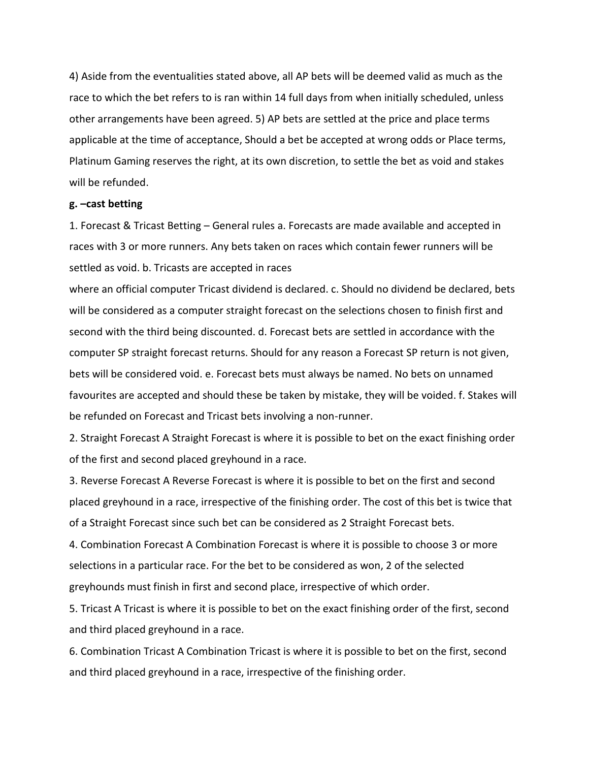4) Aside from the eventualities stated above, all AP bets will be deemed valid as much as the race to which the bet refers to is ran within 14 full days from when initially scheduled, unless other arrangements have been agreed. 5) AP bets are settled at the price and place terms applicable at the time of acceptance, Should a bet be accepted at wrong odds or Place terms, Platinum Gaming reserves the right, at its own discretion, to settle the bet as void and stakes will be refunded.

**g. –cast betting**

1. Forecast & Tricast Betting – General rules a. Forecasts are made available and accepted in races with 3 or more runners. Any bets taken on races which contain fewer runners will be settled as void. b. Tricasts are accepted in races where an official computer Tricast dividend is declared. c. Should no dividend be declared, bets will be considered as a computer straight forecast on the selections chosen to finish first and second with the third being discounted. d. Forecast bets are settled in accordance with the computer SP straight forecast returns. Should for any reason a Forecast SP return is not given, bets will be considered void. e. Forecast bets must always be named. No bets on unnamed favourites are accepted and should these be taken by mistake, they will be voided. f. Stakes will be refunded on Forecast and Tricast bets involving a non-runner.

2. Straight Forecast A Straight Forecast is where it is possible to bet on the exact finishing order of the first and second placed greyhound in a race.

3. Reverse Forecast A Reverse Forecast is where it is possible to bet on the first and second placed greyhound in a race, irrespective of the finishing order. The cost of this bet is twice that of a Straight Forecast since such bet can be considered as 2 Straight Forecast bets.

4. Combination Forecast A Combination Forecast is where it is possible to choose 3 or more selections in a particular race. For the bet to be considered as won, 2 of the selected greyhounds must finish in first and second place, irrespective of which order.

5. Tricast A Tricast is where it is possible to bet on the exact finishing order of the first, second and third placed greyhound in a race.

6. Combination Tricast A Combination Tricast is where it is possible to bet on the first, second and third placed greyhound in a race, irrespective of the finishing order.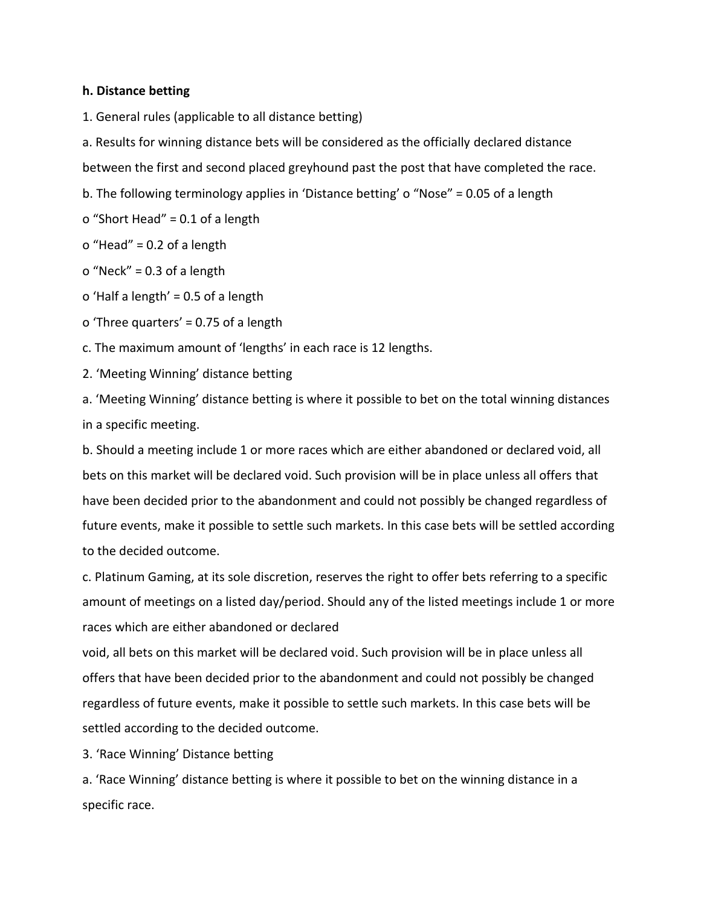**h. Distance betting**

1. General rules (applicable to all distance betting)

a. Results for winning distance bets will be considered as the officially declared distance between the first and second placed greyhound past the post that have completed the race.

b. The following terminology applies in 'Distance betting' o "Nose" = 0.05 of a length

o "Short Head" = 0.1 of a length

o "Head" = 0.2 of a length

o "Neck" = 0.3 of a length

o 'Half a length' = 0.5 of a length

o 'Three quarters' = 0.75 of a length

c. The maximum amount of 'lengths' in each race is 12 lengths.

2. 'Meeting Winning' distance betting

a. 'Meeting Winning' distance betting is where it possible to bet on the total winning distances in a specific meeting.

b. Should a meeting include 1 or more races which are either abandoned or declared void, all bets on this market will be declared void. Such provision will be in place unless all offers that have been decided prior to the abandonment and could not possibly be changed regardless of future events, make it possible to settle such markets. In this case bets will be settled according to the decided outcome.

c. Platinum Gaming, at its sole discretion, reserves the right to offer bets referring to a specific amount of meetings on a listed day/period. Should any of the listed meetings include 1 or more races which are either abandoned or declared void, all bets on this market will be declared void. Such provision will be in place unless all offers that have been decided prior to the abandonment and could not possibly be changed regardless of future events, make it possible to settle such markets. In this case bets will be settled according to the decided outcome.

3. 'Race Winning' Distance betting

a. 'Race Winning' distance betting is where it possible to bet on the winning distance in a specific race.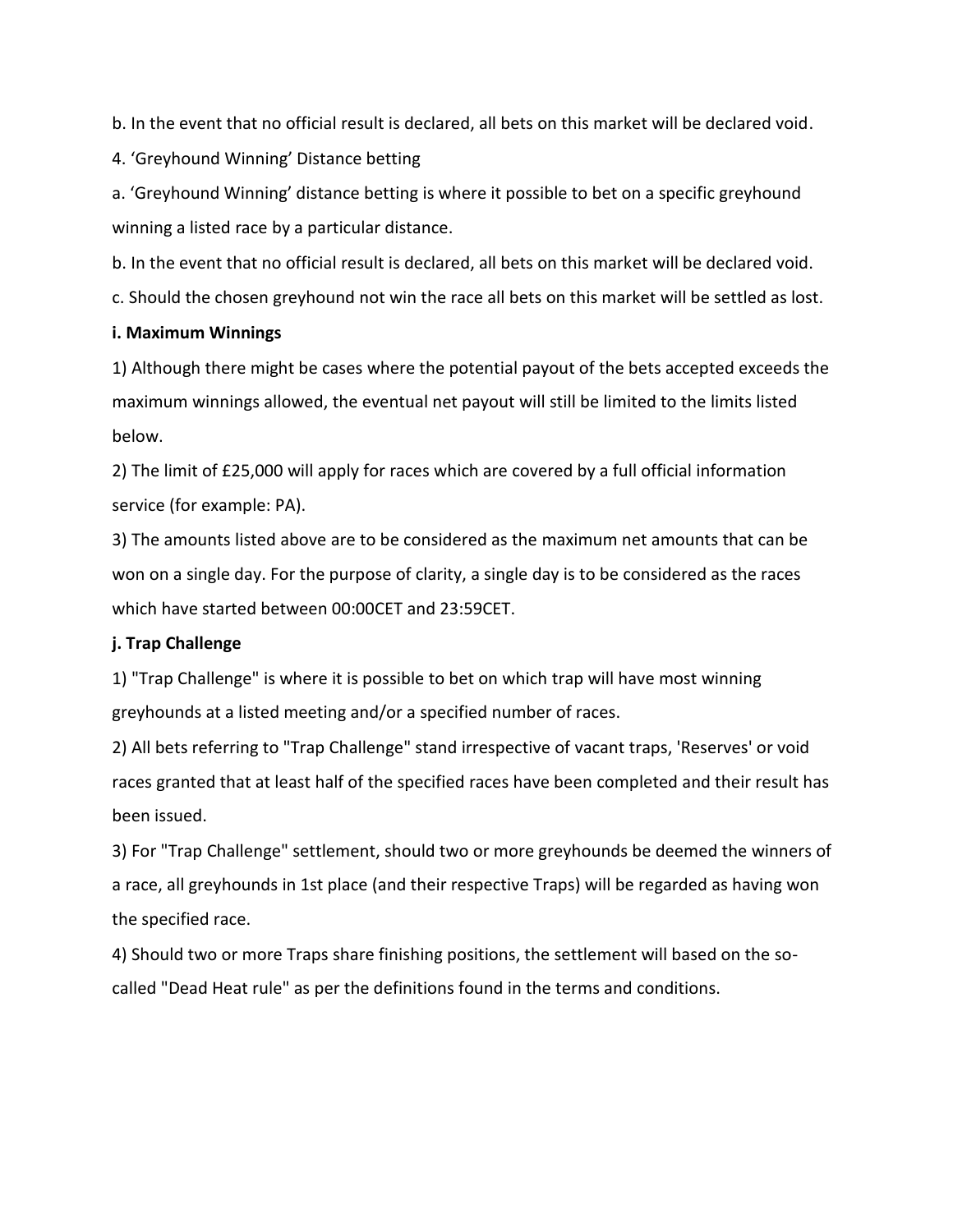b. In the event that no official result is declared, all bets on this market will be declared void.

4. ‘Greyhound Winning’ Distance betting

a. ‘Greyhound Winning’ distance betting is where it possible to bet on a specific greyhound winning a listed race by a particular distance.

b. In the event that no official result is declared, all bets on this market will be declared void.

c. Should the chosen greyhound not win the race all bets on this market will be settled as lost.

**i. Maximum Winnings**

1) Although there might be cases where the potential payout of the bets accepted exceeds the maximum winnings allowed, the eventual net payout will still be limited to the limits listed below.

2) The limit of £25,000 will apply for races which are covered by a full official information service (for example: PA).

3) The amounts listed above are to be considered as the maximum net amounts that can be won on a single day. For the purpose of clarity, a single day is to be considered as the races which have started between 00:00CET and 23:59CET.

**j. Trap Challenge**

1) "Trap Challenge" is where it is possible to bet on which trap will have most winning greyhounds at a listed meeting and/or a specified number of races.

2) All bets referring to "Trap Challenge" stand irrespective of vacant traps, 'Reserves' or void races granted that at least half of the specified races have been completed and their result has been issued.

3) For "Trap Challenge" settlement, should two or more greyhounds be deemed the winners of a race, all greyhounds in 1st place (and their respective Traps) will be regarded as having won the specified race.

4) Should two or more Traps share finishing positions, the settlement will based on the so-called "Dead Heat rule" as per the definitions found in the terms and conditions.